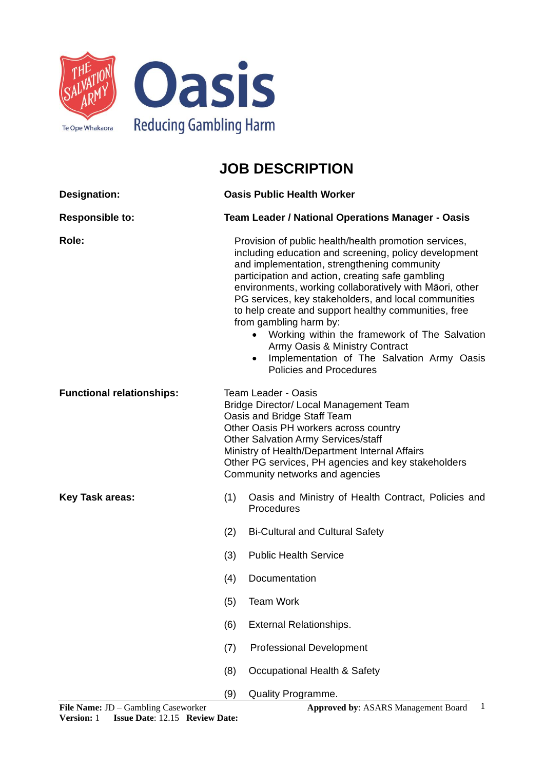# JOB DESCRIPTION

**Designation:** **Oasis Public Health Worker**

**Responsible to:** **Team Leader / National Operations Manager - Oasis**

**Role:**

Provision of public health/health promotion services, including education and screening, policy development and implementation, strengthening community participation and action, creating safe gambling environments, working collaboratively with Māori, other PG services, key stakeholders, and local communities to help create and support healthy communities, free from gambling harm by:

- Working within the framework of The Salvation Army Oasis & Ministry Contract
- Implementation of The Salvation Army Oasis Policies and Procedures

**Functional relationships:**

Team Leader - Oasis
Bridge Director/ Local Management Team
Oasis and Bridge Staff Team
Other Oasis PH workers across country
Other Salvation Army Services/staff
Ministry of Health/Department Internal Affairs
Other PG services, PH agencies and key stakeholders
Community networks and agencies

**Key Task areas:**

(1) Oasis and Ministry of Health Contract, Policies and Procedures

(2) Bi-Cultural and Cultural Safety

(3) Public Health Service

(4) Documentation

(5) Team Work

(6) External Relationships.

(7) Professional Development

(8) Occupational Health & Safety

(9) Quality Programme.

**File Name:** JD – Gambling Caseworker
**Version:** 1 **Issue Date**: 12.15 **Review Date:**
**Approved by**: ASARS Management Board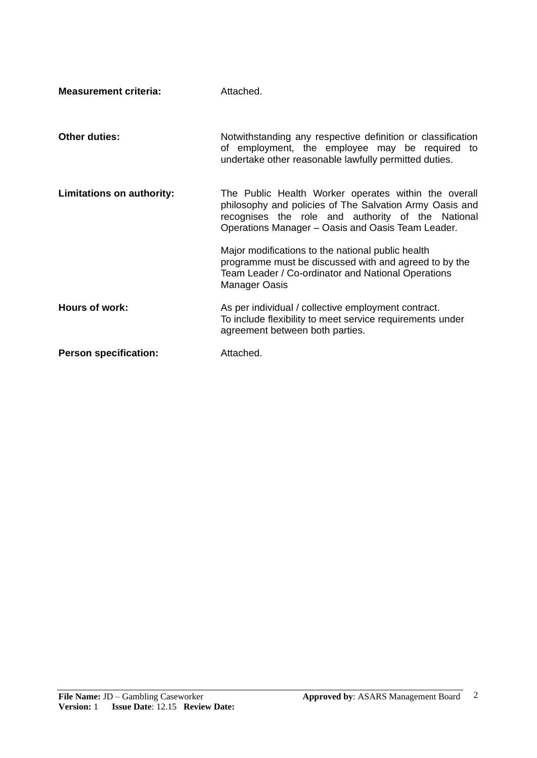**Measurement criteria:** Attached.

**Other duties:** Notwithstanding any respective definition or classification of employment, the employee may be required to undertake other reasonable lawfully permitted duties.

**Limitations on authority:** The Public Health Worker operates within the overall philosophy and policies of The Salvation Army Oasis and recognises the role and authority of the National Operations Manager – Oasis and Oasis Team Leader.

Major modifications to the national public health programme must be discussed with and agreed to by the Team Leader / Co-ordinator and National Operations Manager Oasis

**Hours of work:** As per individual / collective employment contract. To include flexibility to meet service requirements under agreement between both parties.

**Person specification:** Attached.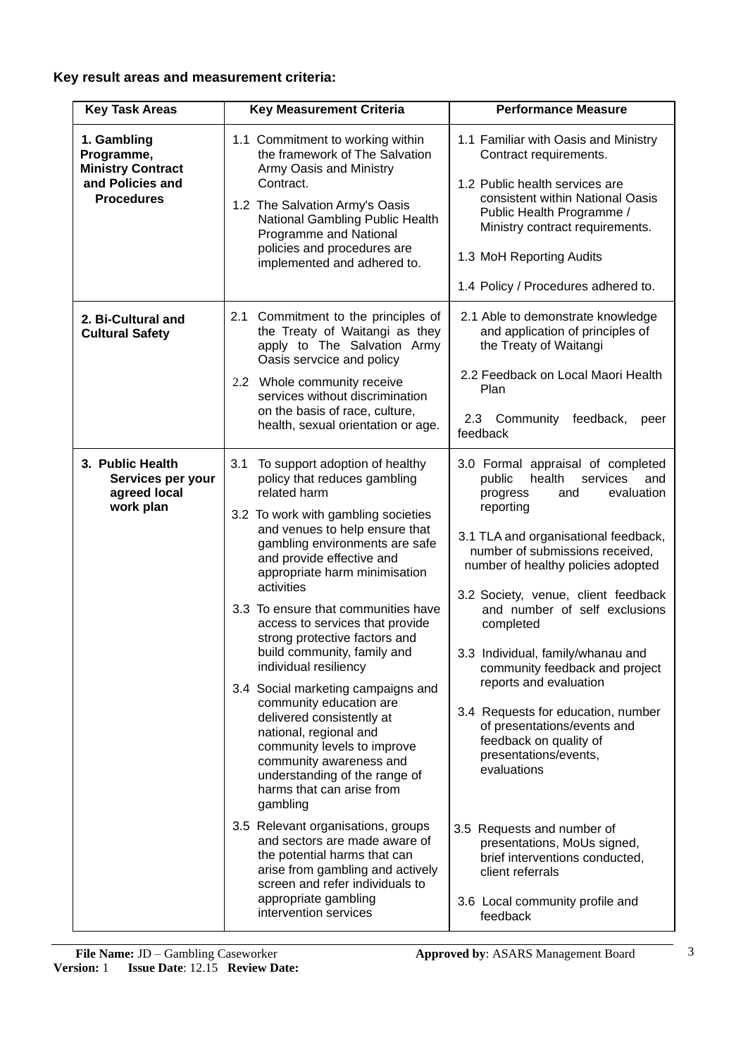**Key result areas and measurement criteria:**

| Key Task Areas | Key Measurement Criteria | Performance Measure |
|---|---|---|
| **1. Gambling Programme, Ministry Contract and Policies and Procedures** | 1.1 Commitment to working within the framework of The Salvation Army Oasis and Ministry Contract.<br><br>1.2 The Salvation Army's Oasis National Gambling Public Health Programme and National policies and procedures are implemented and adhered to. | 1.1 Familiar with Oasis and Ministry Contract requirements.<br><br>1.2 Public health services are consistent within National Oasis Public Health Programme / Ministry contract requirements.<br><br>1.3 MoH Reporting Audits<br><br>1.4 Policy / Procedures adhered to. |
| **2. Bi-Cultural and Cultural Safety** | 2.1 Commitment to the principles of the Treaty of Waitangi as they apply to The Salvation Army Oasis servcice and policy<br><br>2.2 Whole community receive services without discrimination on the basis of race, culture, health, sexual orientation or age. | 2.1 Able to demonstrate knowledge and application of principles of the Treaty of Waitangi<br><br>2.2 Feedback on Local Maori Health Plan<br><br>2.3 Community feedback, peer feedback |
| **3. Public Health Services per your agreed local work plan** | 3.1 To support adoption of healthy policy that reduces gambling related harm<br><br>3.2 To work with gambling societies and venues to help ensure that gambling environments are safe and provide effective and appropriate harm minimisation activities<br><br>3.3 To ensure that communities have access to services that provide strong protective factors and build community, family and individual resiliency<br><br>3.4 Social marketing campaigns and community education are delivered consistently at national, regional and community levels to improve community awareness and understanding of the range of harms that can arise from gambling<br><br>3.5 Relevant organisations, groups and sectors are made aware of the potential harms that can arise from gambling and actively screen and refer individuals to appropriate gambling intervention services | 3.0 Formal appraisal of completed public health services and progress and evaluation reporting<br><br>3.1 TLA and organisational feedback, number of submissions received, number of healthy policies adopted<br><br>3.2 Society, venue, client feedback and number of self exclusions completed<br><br>3.3 Individual, family/whanau and community feedback and project reports and evaluation<br><br>3.4 Requests for education, number of presentations/events and feedback on quality of presentations/events, evaluations<br><br>3.5 Requests and number of presentations, MoUs signed, brief interventions conducted, client referrals<br><br>3.6 Local community profile and feedback |

**File Name:** JD – Gambling Caseworker **Approved by**: ASARS Management Board
**Version:** 1 **Issue Date**: 12.15 **Review Date:**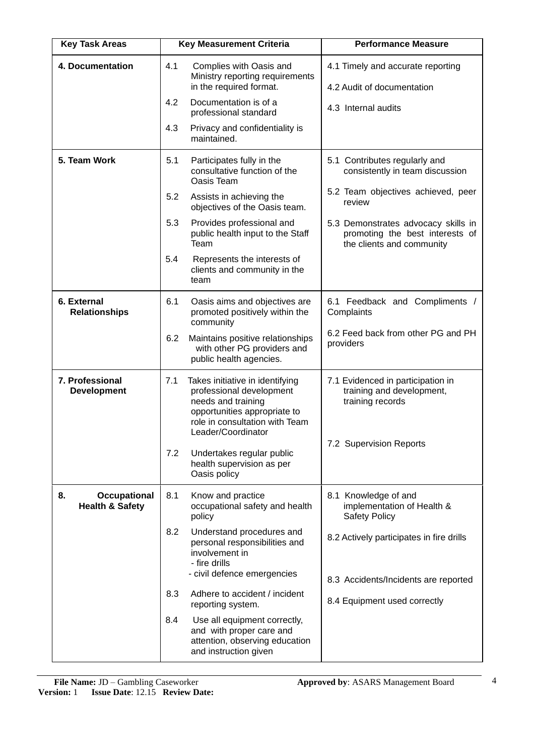| Key Task Areas | Key Measurement Criteria | Performance Measure |
|---|---|---|
| **4. Documentation** | 4.1 Complies with Oasis and Ministry reporting requirements in the required format.<br>4.2 Documentation is of a professional standard<br>4.3 Privacy and confidentiality is maintained. | 4.1 Timely and accurate reporting<br>4.2 Audit of documentation<br>4.3 Internal audits |
| **5. Team Work** | 5.1 Participates fully in the consultative function of the Oasis Team<br>5.2 Assists in achieving the objectives of the Oasis team.<br>5.3 Provides professional and public health input to the Staff Team<br>5.4 Represents the interests of clients and community in the team | 5.1 Contributes regularly and consistently in team discussion<br>5.2 Team objectives achieved, peer review<br>5.3 Demonstrates advocacy skills in promoting the best interests of the clients and community |
| **6. External Relationships** | 6.1 Oasis aims and objectives are promoted positively within the community<br>6.2 Maintains positive relationships with other PG providers and public health agencies. | 6.1 Feedback and Compliments / Complaints<br>6.2 Feed back from other PG and PH providers |
| **7. Professional Development** | 7.1 Takes initiative in identifying professional development needs and training opportunities appropriate to role in consultation with Team Leader/Coordinator<br>7.2 Undertakes regular public health supervision as per Oasis policy | 7.1 Evidenced in participation in training and development, training records<br>7.2 Supervision Reports |
| **8. Occupational Health & Safety** | 8.1 Know and practice occupational safety and health policy<br>8.2 Understand procedures and personal responsibilities and involvement in<br>- fire drills<br>- civil defence emergencies<br>8.3 Adhere to accident / incident reporting system.<br>8.4 Use all equipment correctly, and with proper care and attention, observing education and instruction given | 8.1 Knowledge of and implementation of Health & Safety Policy<br>8.2 Actively participates in fire drills<br>8.3 Accidents/Incidents are reported<br>8.4 Equipment used correctly |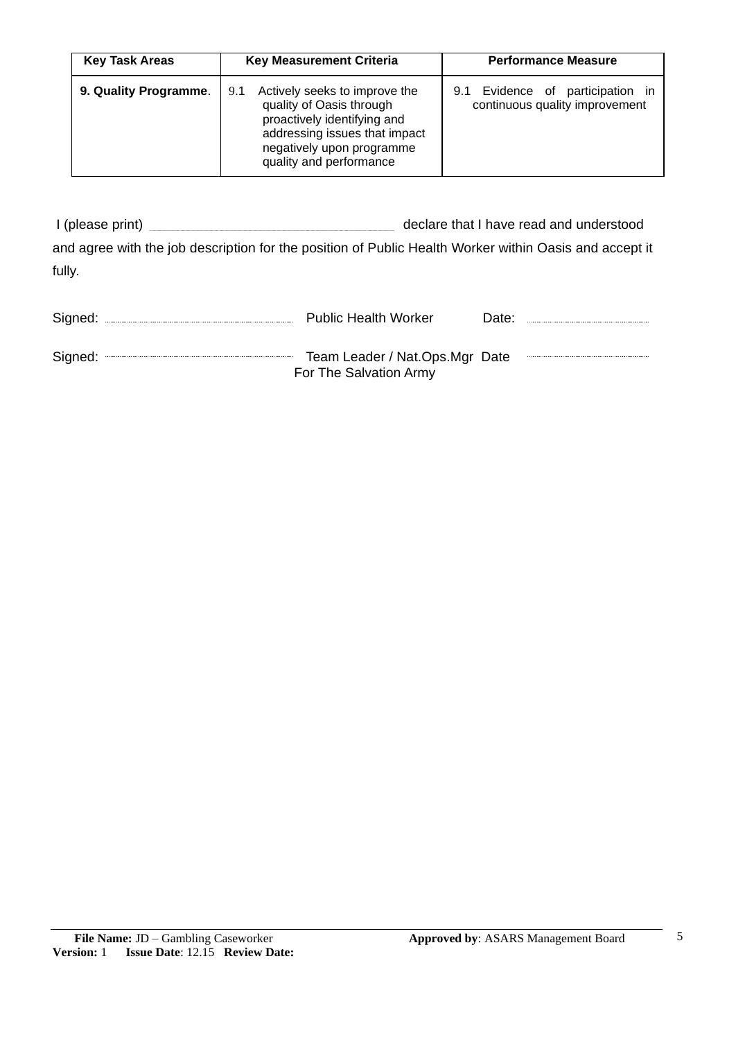| Key Task Areas | Key Measurement Criteria | Performance Measure |
|---|---|---|
| **9. Quality Programme**. | 9.1 Actively seeks to improve the quality of Oasis through proactively identifying and addressing issues that impact negatively upon programme quality and performance | 9.1 Evidence of participation in continuous quality improvement |

I (please print) ________________________________ declare that I have read and understood and agree with the job description for the position of Public Health Worker within Oasis and accept it fully.

Signed: ................................................ Public Health Worker Date: ................................

Signed: ................................................ Team Leader / Nat.Ops.Mgr Date ................................
For The Salvation Army

**File Name:** JD – Gambling Caseworker **Approved by**: ASARS Management Board
**Version:** 1 **Issue Date**: 12.15 **Review Date:**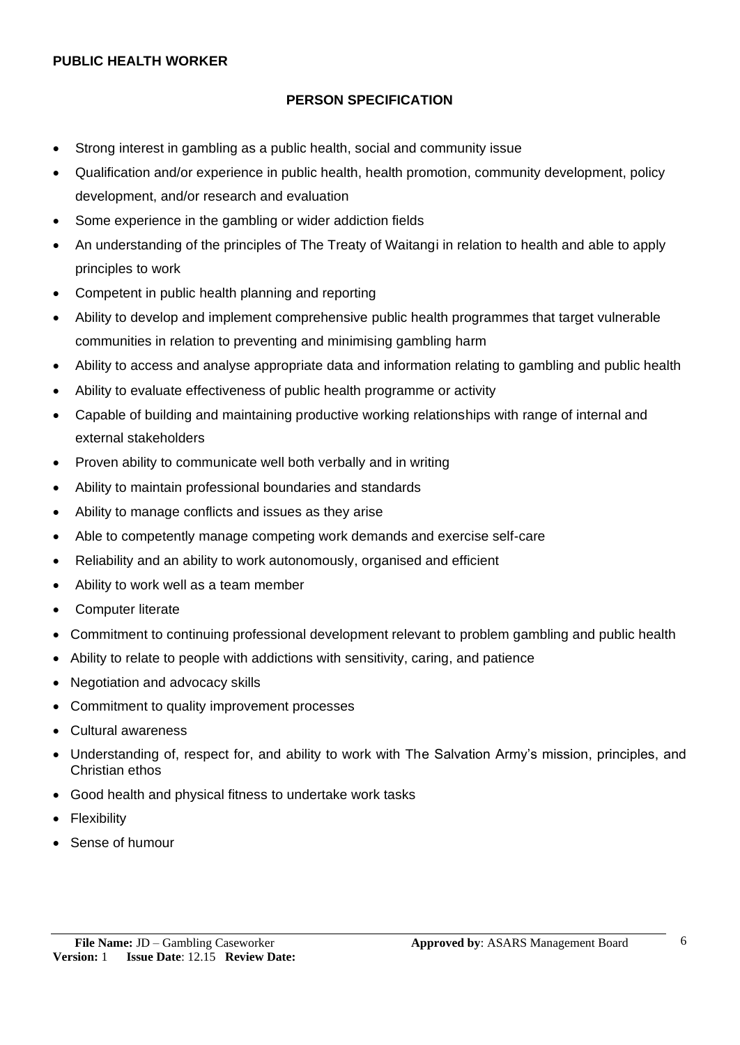**PUBLIC HEALTH WORKER**

## PERSON SPECIFICATION

- Strong interest in gambling as a public health, social and community issue
- Qualification and/or experience in public health, health promotion, community development, policy development, and/or research and evaluation
- Some experience in the gambling or wider addiction fields
- An understanding of the principles of The Treaty of Waitangi in relation to health and able to apply principles to work
- Competent in public health planning and reporting
- Ability to develop and implement comprehensive public health programmes that target vulnerable communities in relation to preventing and minimising gambling harm
- Ability to access and analyse appropriate data and information relating to gambling and public health
- Ability to evaluate effectiveness of public health programme or activity
- Capable of building and maintaining productive working relationships with range of internal and external stakeholders
- Proven ability to communicate well both verbally and in writing
- Ability to maintain professional boundaries and standards
- Ability to manage conflicts and issues as they arise
- Able to competently manage competing work demands and exercise self-care
- Reliability and an ability to work autonomously, organised and efficient
- Ability to work well as a team member
- Computer literate
- Commitment to continuing professional development relevant to problem gambling and public health
- Ability to relate to people with addictions with sensitivity, caring, and patience
- Negotiation and advocacy skills
- Commitment to quality improvement processes
- Cultural awareness
- Understanding of, respect for, and ability to work with The Salvation Army's mission, principles, and Christian ethos
- Good health and physical fitness to undertake work tasks
- Flexibility
- Sense of humour

**File Name:** JD – Gambling Caseworker **Approved by**: ASARS Management Board
**Version:** 1 **Issue Date**: 12.15 **Review Date:**